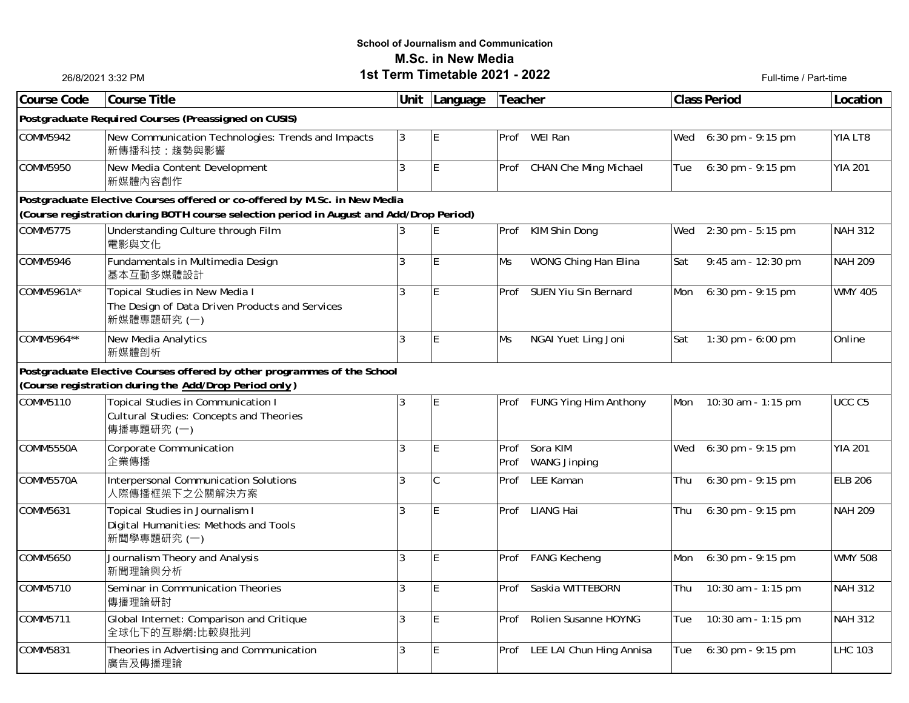**School of Journalism and Communication**

**M.Sc. in New Media**

**1st Term Timetable 2021 - 2022**

26/8/2021 3:32 PM

Full-time / Part-time

| Course Code | Course Title | Unit | Language | Teacher | Class Period | Location |
|---|---|---|---|---|---|---|
| **Postgraduate Required Courses (Preassigned on CUSIS)** | | | | | | |
| COMM5942 | New Communication Technologies: Trends and Impacts<br>新傳播科技：趨勢與影響 | 3 | E | Prof WEI Ran | Wed 6:30 pm - 9:15 pm | YIA LT8 |
| COMM5950 | New Media Content Development<br>新媒體內容創作 | 3 | E | Prof CHAN Che Ming Michael | Tue 6:30 pm - 9:15 pm | YIA 201 |
| **Postgraduate Elective Courses offered or co-offered by M.Sc. in New Media**<br>**(Course registration during BOTH course selection period in August and Add/Drop Period)** | | | | | | |
| COMM5775 | Understanding Culture through Film<br>電影與文化 | 3 | E | Prof KIM Shin Dong | Wed 2:30 pm - 5:15 pm | NAH 312 |
| COMM5946 | Fundamentals in Multimedia Design<br>基本互動多媒體設計 | 3 | E | Ms WONG Ching Han Elina | Sat 9:45 am - 12:30 pm | NAH 209 |
| COMM5961A* | Topical Studies in New Media I<br>The Design of Data Driven Products and Services<br>新媒體專題研究 (一) | 3 | E | Prof SUEN Yiu Sin Bernard | Mon 6:30 pm - 9:15 pm | WMY 405 |
| COMM5964** | New Media Analytics<br>新媒體剖析 | 3 | E | Ms NGAI Yuet Ling Joni | Sat 1:30 pm - 6:00 pm | Online |
| **Postgraduate Elective Courses offered by other programmes of the School**<br>**(Course registration during the Add/Drop Period only)** | | | | | | |
| COMM5110 | Topical Studies in Communication I<br>Cultural Studies: Concepts and Theories<br>傳播專題研究 (一) | 3 | E | Prof FUNG Ying Him Anthony | Mon 10:30 am - 1:15 pm | UCC C5 |
| COMM5550A | Corporate Communication<br>企業傳播 | 3 | E | Prof Sora KIM<br>Prof WANG Jinping | Wed 6:30 pm - 9:15 pm | YIA 201 |
| COMM5570A | Interpersonal Communication Solutions<br>人際傳播框架下之公關解決方案 | 3 | C | Prof LEE Kaman | Thu 6:30 pm - 9:15 pm | ELB 206 |
| COMM5631 | Topical Studies in Journalism I<br>Digital Humanities: Methods and Tools<br>新聞學專題研究 (一) | 3 | E | Prof LIANG Hai | Thu 6:30 pm - 9:15 pm | NAH 209 |
| COMM5650 | Journalism Theory and Analysis<br>新聞理論與分析 | 3 | E | Prof FANG Kecheng | Mon 6:30 pm - 9:15 pm | WMY 508 |
| COMM5710 | Seminar in Communication Theories<br>傳播理論研討 | 3 | E | Prof Saskia WITTEBORN | Thu 10:30 am - 1:15 pm | NAH 312 |
| COMM5711 | Global Internet: Comparison and Critique<br>全球化下的互聯網:比較與批判 | 3 | E | Prof Rolien Susanne HOYNG | Tue 10:30 am - 1:15 pm | NAH 312 |
| COMM5831 | Theories in Advertising and Communication<br>廣告及傳播理論 | 3 | E | Prof LEE LAI Chun Hing Annisa | Tue 6:30 pm - 9:15 pm | LHC 103 |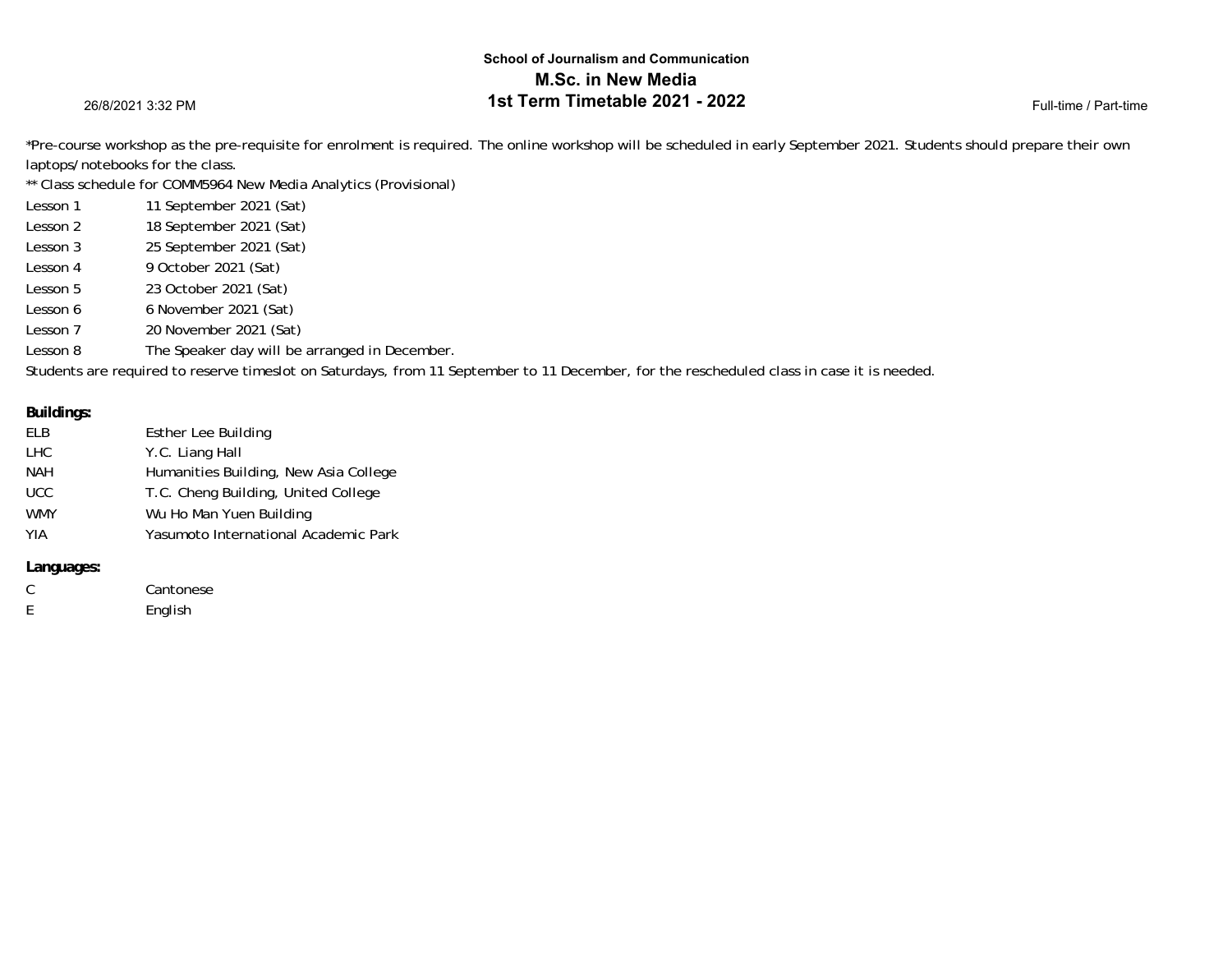**School of Journalism and Communication**

# M.Sc. in New Media

## 1st Term Timetable 2021 - 2022

26/8/2021 3:32 PM

Full-time / Part-time

*Pre-course workshop as the pre-requisite for enrolment is required. The online workshop will be scheduled in early September 2021. Students should prepare their own laptops/notebooks for the class.

** Class schedule for COMM5964 New Media Analytics (Provisional)

| | |
|---|---|
| Lesson 1 | 11 September 2021 (Sat) |
| Lesson 2 | 18 September 2021 (Sat) |
| Lesson 3 | 25 September 2021 (Sat) |
| Lesson 4 | 9 October 2021 (Sat) |
| Lesson 5 | 23 October 2021 (Sat) |
| Lesson 6 | 6 November 2021 (Sat) |
| Lesson 7 | 20 November 2021 (Sat) |
| Lesson 8 | The Speaker day will be arranged in December. |

Students are required to reserve timeslot on Saturdays, from 11 September to 11 December, for the rescheduled class in case it is needed.

**Buildings:**

| | |
|---|---|
| ELB | Esther Lee Building |
| LHC | Y.C. Liang Hall |
| NAH | Humanities Building, New Asia College |
| UCC | T.C. Cheng Building, United College |
| WMY | Wu Ho Man Yuen Building |
| YIA | Yasumoto International Academic Park |

**Languages:**

| | |
|---|---|
| C | Cantonese |
| E | English |